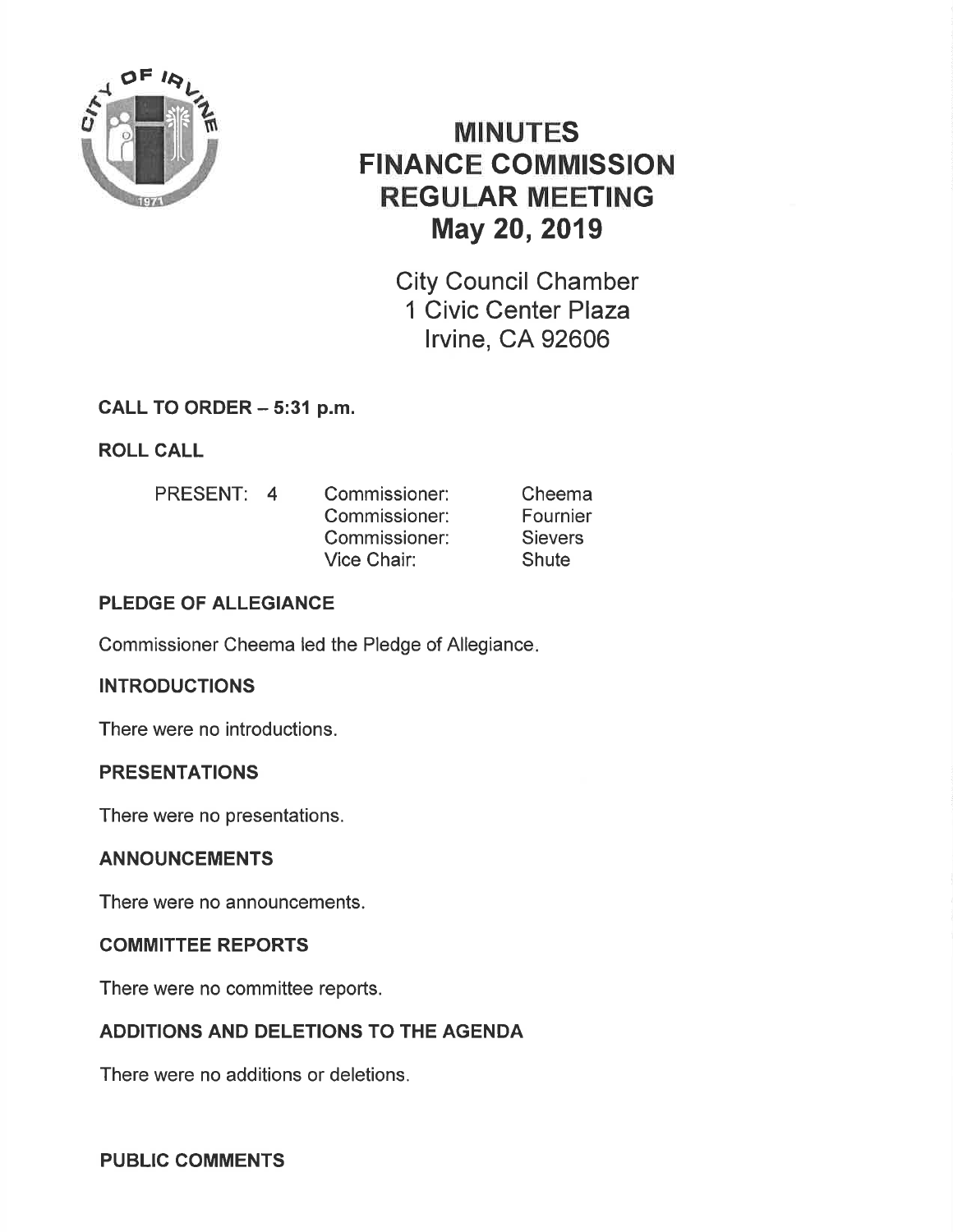# MINUTES
# FINANCE COMMISSION
# REGULAR MEETING
# May 20, 2019

City Council Chamber
1 Civic Center Plaza
Irvine, CA 92606

**CALL TO ORDER – 5:31 p.m.**

**ROLL CALL**

| PRESENT: 4 | Commissioner: | Cheema |
|---|---|---|
| | Commissioner: | Fournier |
| | Commissioner: | Sievers |
| | Vice Chair: | Shute |

**PLEDGE OF ALLEGIANCE**

Commissioner Cheema led the Pledge of Allegiance.

**INTRODUCTIONS**

There were no introductions.

**PRESENTATIONS**

There were no presentations.

**ANNOUNCEMENTS**

There were no announcements.

**COMMITTEE REPORTS**

There were no committee reports.

**ADDITIONS AND DELETIONS TO THE AGENDA**

There were no additions or deletions.

**PUBLIC COMMENTS**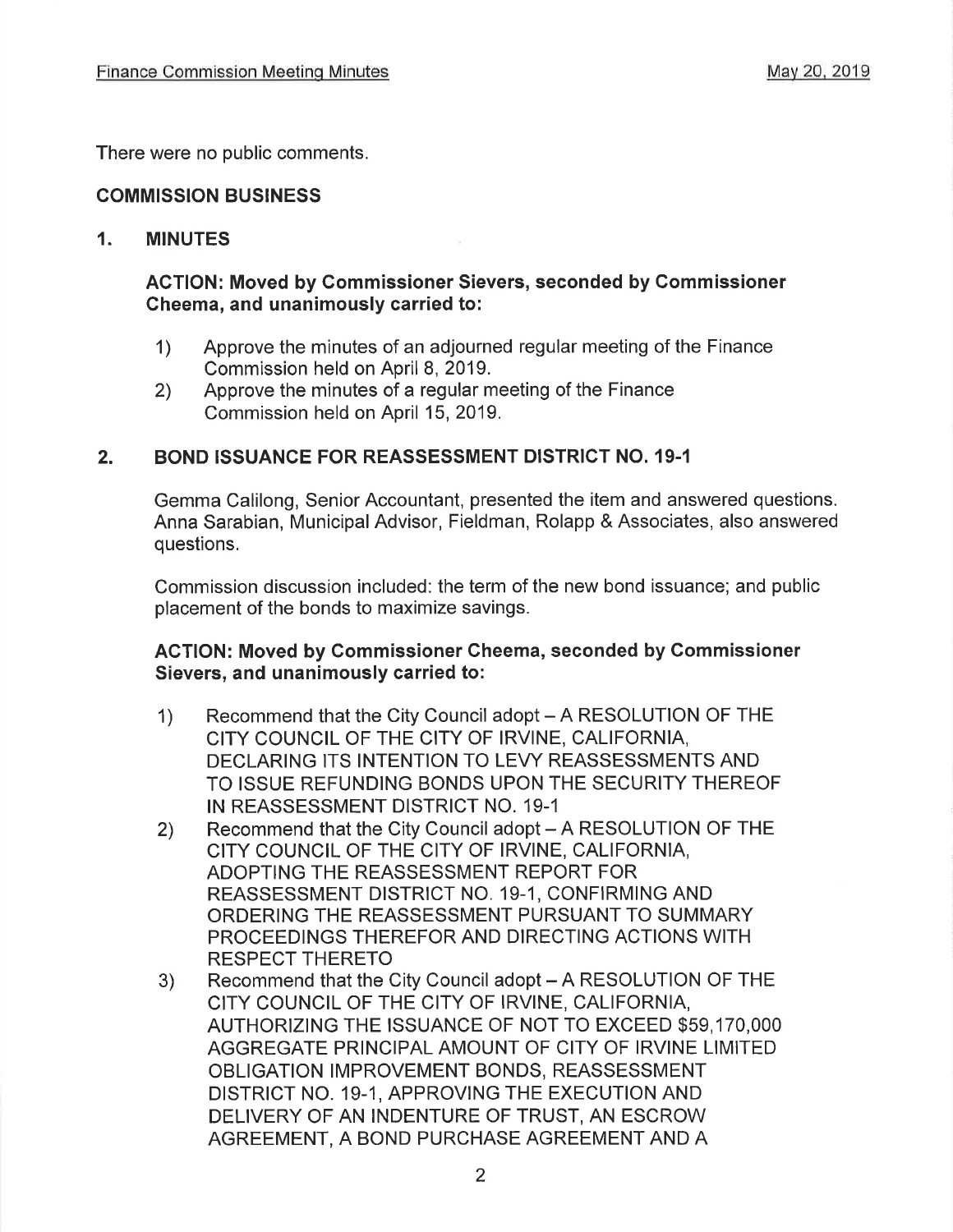There were no public comments.

## COMMISSION BUSINESS

### 1. MINUTES

**ACTION: Moved by Commissioner Sievers, seconded by Commissioner Cheema, and unanimously carried to:**

1) Approve the minutes of an adjourned regular meeting of the Finance Commission held on April 8, 2019.
2) Approve the minutes of a regular meeting of the Finance Commission held on April 15, 2019.

### 2. BOND ISSUANCE FOR REASSESSMENT DISTRICT NO. 19-1

Gemma Calilong, Senior Accountant, presented the item and answered questions. Anna Sarabian, Municipal Advisor, Fieldman, Rolapp & Associates, also answered questions.

Commission discussion included: the term of the new bond issuance; and public placement of the bonds to maximize savings.

**ACTION: Moved by Commissioner Cheema, seconded by Commissioner Sievers, and unanimously carried to:**

1) Recommend that the City Council adopt – A RESOLUTION OF THE CITY COUNCIL OF THE CITY OF IRVINE, CALIFORNIA, DECLARING ITS INTENTION TO LEVY REASSESSMENTS AND TO ISSUE REFUNDING BONDS UPON THE SECURITY THEREOF IN REASSESSMENT DISTRICT NO. 19-1
2) Recommend that the City Council adopt – A RESOLUTION OF THE CITY COUNCIL OF THE CITY OF IRVINE, CALIFORNIA, ADOPTING THE REASSESSMENT REPORT FOR REASSESSMENT DISTRICT NO. 19-1, CONFIRMING AND ORDERING THE REASSESSMENT PURSUANT TO SUMMARY PROCEEDINGS THEREFOR AND DIRECTING ACTIONS WITH RESPECT THERETO
3) Recommend that the City Council adopt – A RESOLUTION OF THE CITY COUNCIL OF THE CITY OF IRVINE, CALIFORNIA, AUTHORIZING THE ISSUANCE OF NOT TO EXCEED $59,170,000 AGGREGATE PRINCIPAL AMOUNT OF CITY OF IRVINE LIMITED OBLIGATION IMPROVEMENT BONDS, REASSESSMENT DISTRICT NO. 19-1, APPROVING THE EXECUTION AND DELIVERY OF AN INDENTURE OF TRUST, AN ESCROW AGREEMENT, A BOND PURCHASE AGREEMENT AND A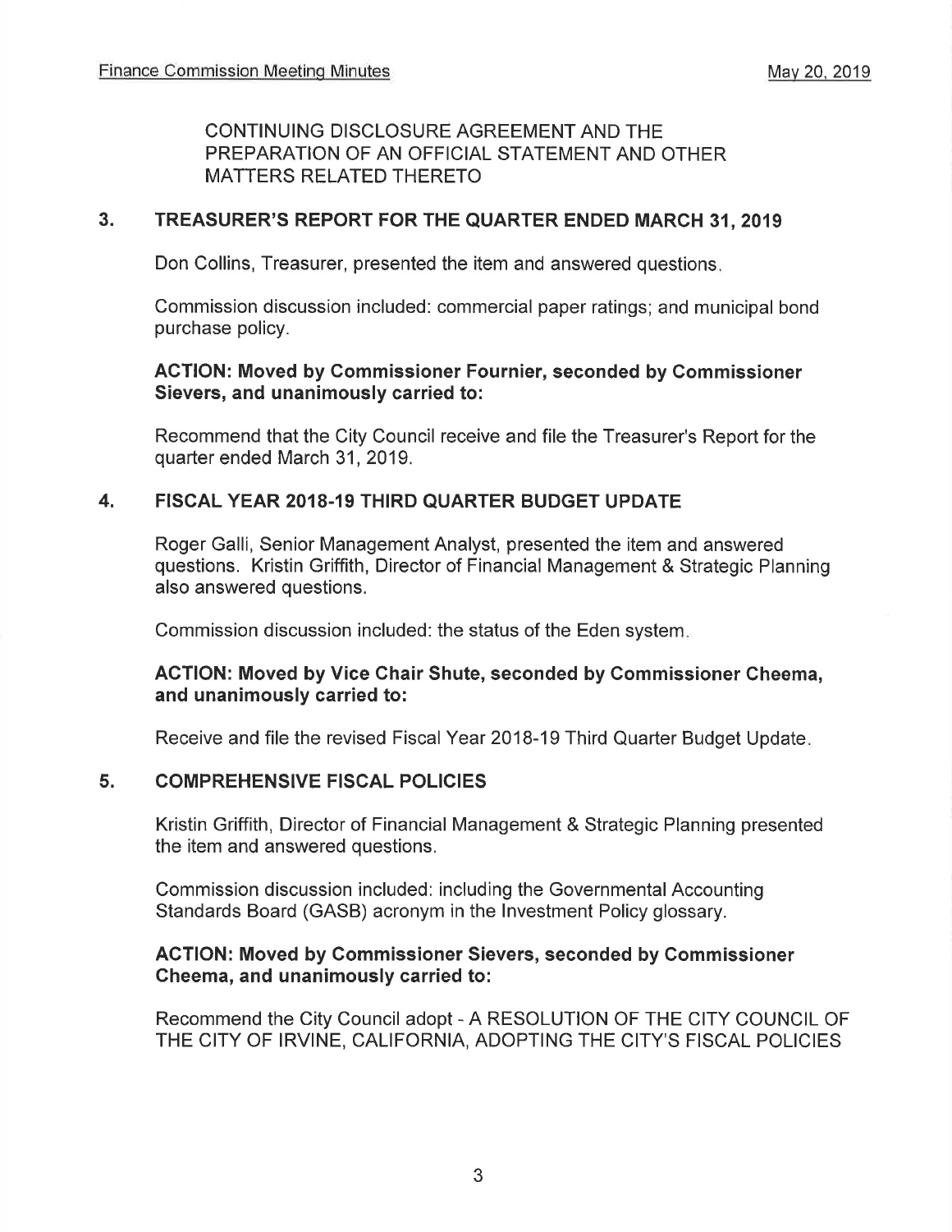CONTINUING DISCLOSURE AGREEMENT AND THE PREPARATION OF AN OFFICIAL STATEMENT AND OTHER MATTERS RELATED THERETO

## 3. TREASURER'S REPORT FOR THE QUARTER ENDED MARCH 31, 2019

Don Collins, Treasurer, presented the item and answered questions.

Commission discussion included: commercial paper ratings; and municipal bond purchase policy.

**ACTION: Moved by Commissioner Fournier, seconded by Commissioner Sievers, and unanimously carried to:**

Recommend that the City Council receive and file the Treasurer's Report for the quarter ended March 31, 2019.

## 4. FISCAL YEAR 2018-19 THIRD QUARTER BUDGET UPDATE

Roger Galli, Senior Management Analyst, presented the item and answered questions. Kristin Griffith, Director of Financial Management & Strategic Planning also answered questions.

Commission discussion included: the status of the Eden system.

**ACTION: Moved by Vice Chair Shute, seconded by Commissioner Cheema, and unanimously carried to:**

Receive and file the revised Fiscal Year 2018-19 Third Quarter Budget Update.

## 5. COMPREHENSIVE FISCAL POLICIES

Kristin Griffith, Director of Financial Management & Strategic Planning presented the item and answered questions.

Commission discussion included: including the Governmental Accounting Standards Board (GASB) acronym in the Investment Policy glossary.

**ACTION: Moved by Commissioner Sievers, seconded by Commissioner Cheema, and unanimously carried to:**

Recommend the City Council adopt - A RESOLUTION OF THE CITY COUNCIL OF THE CITY OF IRVINE, CALIFORNIA, ADOPTING THE CITY'S FISCAL POLICIES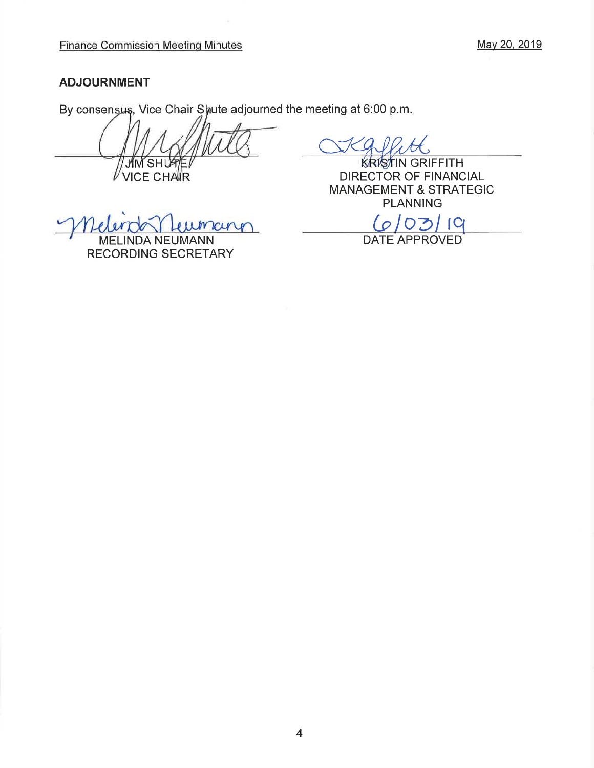## ADJOURNMENT

By consensus, Vice Chair Shute adjourned the meeting at 6:00 p.m.

JIM SHUTE
VICE CHAIR

MELINDA NEUMANN
RECORDING SECRETARY

KRISTIN GRIFFITH
DIRECTOR OF FINANCIAL MANAGEMENT & STRATEGIC PLANNING

6/03/19
DATE APPROVED